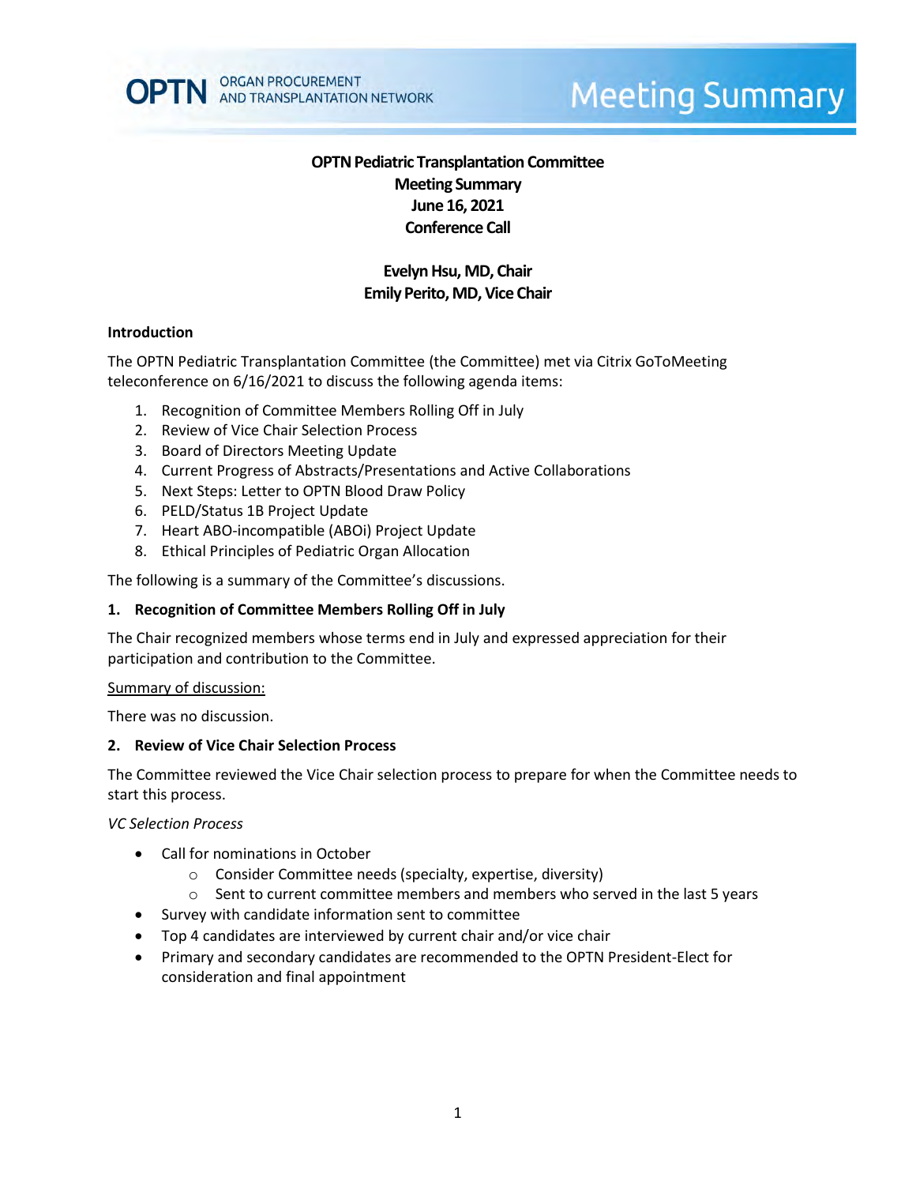# OPTN Pediatric Transplantation Committee
## Meeting Summary
## June 16, 2021
## Conference Call

**Evelyn Hsu, MD, Chair**
**Emily Perito, MD, Vice Chair**

### Introduction

The OPTN Pediatric Transplantation Committee (the Committee) met via Citrix GoToMeeting teleconference on 6/16/2021 to discuss the following agenda items:

1. Recognition of Committee Members Rolling Off in July
2. Review of Vice Chair Selection Process
3. Board of Directors Meeting Update
4. Current Progress of Abstracts/Presentations and Active Collaborations
5. Next Steps: Letter to OPTN Blood Draw Policy
6. PELD/Status 1B Project Update
7. Heart ABO-incompatible (ABOi) Project Update
8. Ethical Principles of Pediatric Organ Allocation

The following is a summary of the Committee's discussions.

### 1. Recognition of Committee Members Rolling Off in July

The Chair recognized members whose terms end in July and expressed appreciation for their participation and contribution to the Committee.

<u>Summary of discussion:</u>

There was no discussion.

### 2. Review of Vice Chair Selection Process

The Committee reviewed the Vice Chair selection process to prepare for when the Committee needs to start this process.

*VC Selection Process*

- Call for nominations in October
  - Consider Committee needs (specialty, expertise, diversity)
  - Sent to current committee members and members who served in the last 5 years
- Survey with candidate information sent to committee
- Top 4 candidates are interviewed by current chair and/or vice chair
- Primary and secondary candidates are recommended to the OPTN President-Elect for consideration and final appointment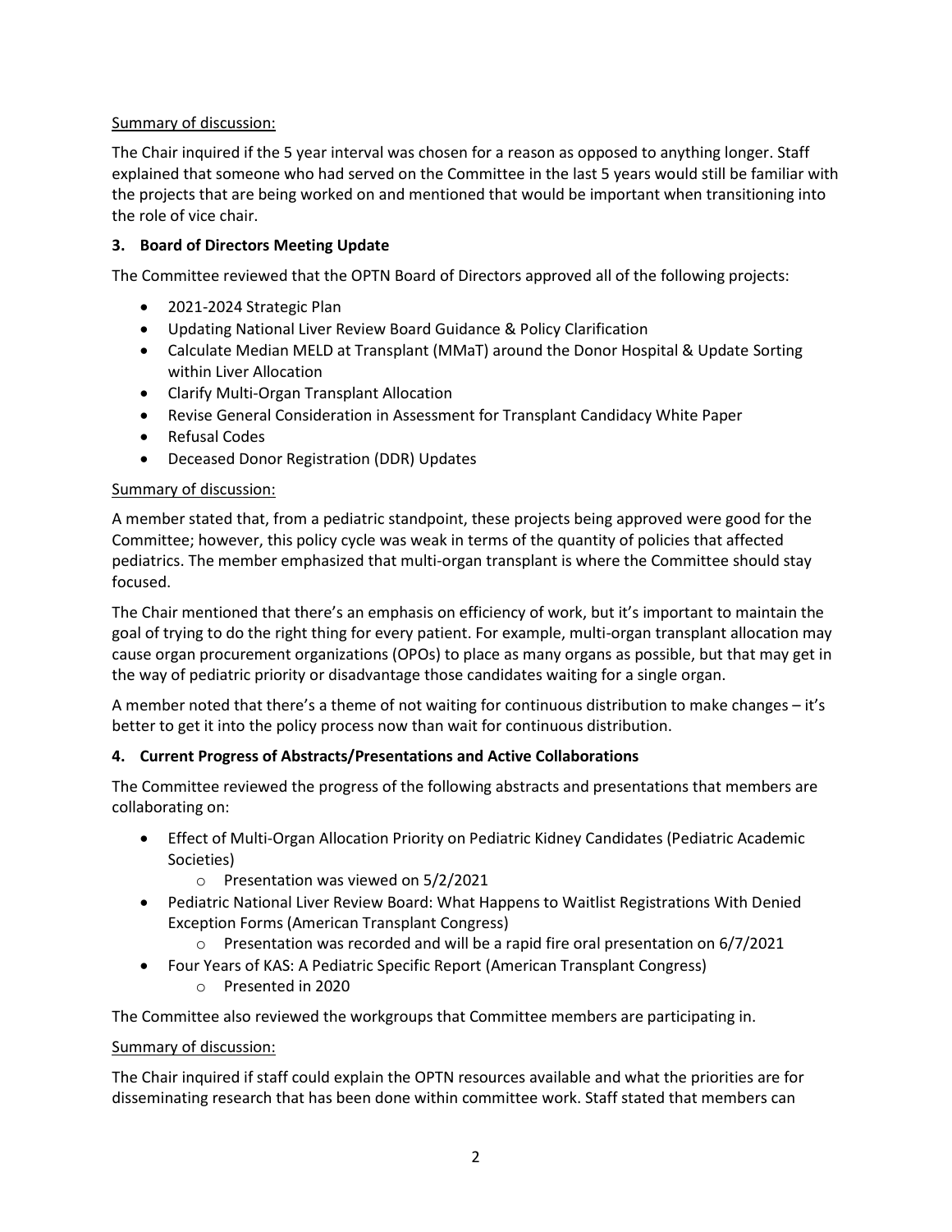Summary of discussion:

The Chair inquired if the 5 year interval was chosen for a reason as opposed to anything longer. Staff explained that someone who had served on the Committee in the last 5 years would still be familiar with the projects that are being worked on and mentioned that would be important when transitioning into the role of vice chair.

**3. Board of Directors Meeting Update**

The Committee reviewed that the OPTN Board of Directors approved all of the following projects:

- 2021-2024 Strategic Plan
- Updating National Liver Review Board Guidance & Policy Clarification
- Calculate Median MELD at Transplant (MMaT) around the Donor Hospital & Update Sorting within Liver Allocation
- Clarify Multi-Organ Transplant Allocation
- Revise General Consideration in Assessment for Transplant Candidacy White Paper
- Refusal Codes
- Deceased Donor Registration (DDR) Updates

Summary of discussion:

A member stated that, from a pediatric standpoint, these projects being approved were good for the Committee; however, this policy cycle was weak in terms of the quantity of policies that affected pediatrics. The member emphasized that multi-organ transplant is where the Committee should stay focused.

The Chair mentioned that there's an emphasis on efficiency of work, but it's important to maintain the goal of trying to do the right thing for every patient. For example, multi-organ transplant allocation may cause organ procurement organizations (OPOs) to place as many organs as possible, but that may get in the way of pediatric priority or disadvantage those candidates waiting for a single organ.

A member noted that there's a theme of not waiting for continuous distribution to make changes – it's better to get it into the policy process now than wait for continuous distribution.

**4. Current Progress of Abstracts/Presentations and Active Collaborations**

The Committee reviewed the progress of the following abstracts and presentations that members are collaborating on:

- Effect of Multi-Organ Allocation Priority on Pediatric Kidney Candidates (Pediatric Academic Societies)
  - Presentation was viewed on 5/2/2021
- Pediatric National Liver Review Board: What Happens to Waitlist Registrations With Denied Exception Forms (American Transplant Congress)
  - Presentation was recorded and will be a rapid fire oral presentation on 6/7/2021
- Four Years of KAS: A Pediatric Specific Report (American Transplant Congress)
  - Presented in 2020

The Committee also reviewed the workgroups that Committee members are participating in.

Summary of discussion:

The Chair inquired if staff could explain the OPTN resources available and what the priorities are for disseminating research that has been done within committee work. Staff stated that members can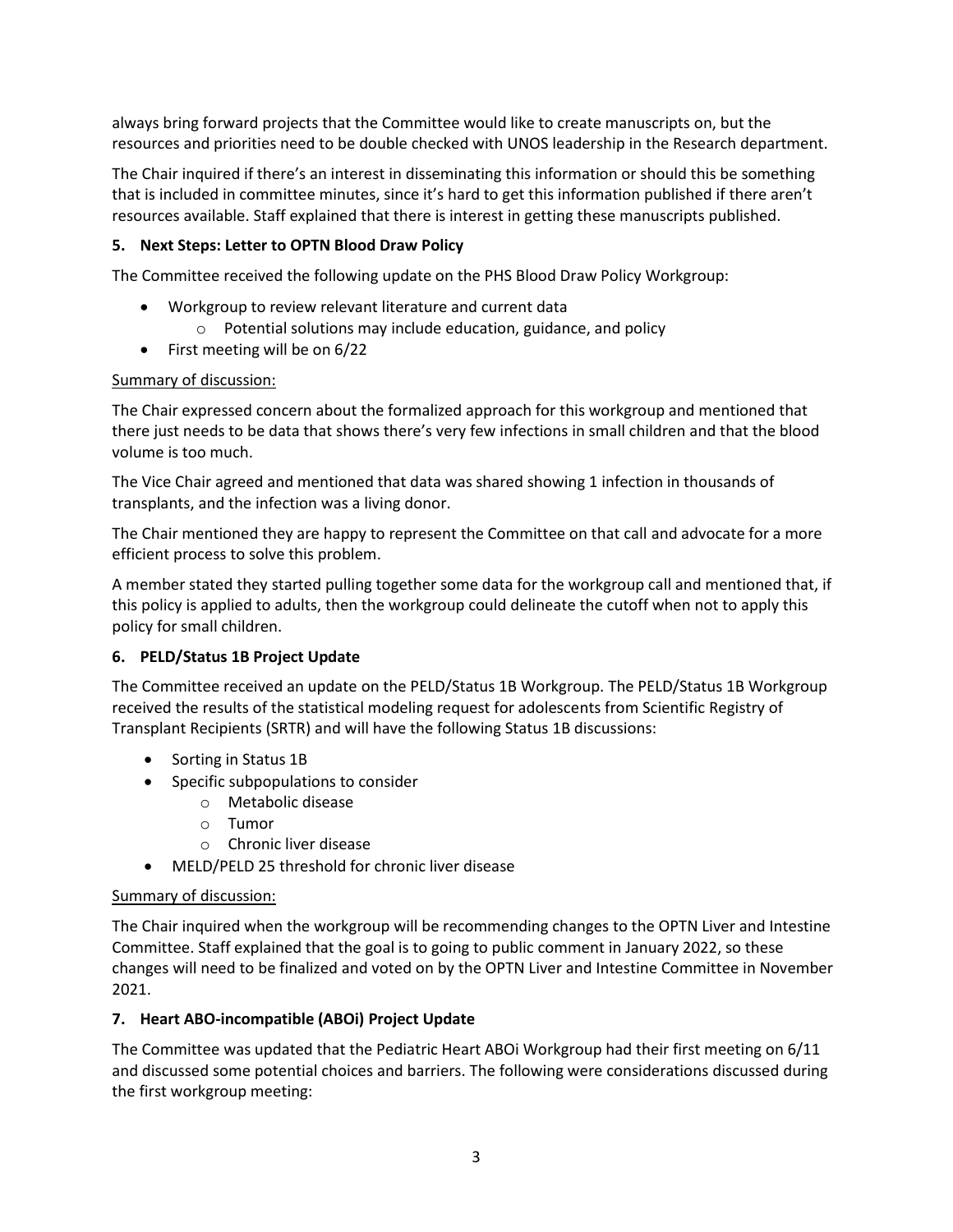always bring forward projects that the Committee would like to create manuscripts on, but the resources and priorities need to be double checked with UNOS leadership in the Research department.

The Chair inquired if there's an interest in disseminating this information or should this be something that is included in committee minutes, since it's hard to get this information published if there aren't resources available. Staff explained that there is interest in getting these manuscripts published.

**5. Next Steps: Letter to OPTN Blood Draw Policy**

The Committee received the following update on the PHS Blood Draw Policy Workgroup:

- Workgroup to review relevant literature and current data
  - Potential solutions may include education, guidance, and policy
- First meeting will be on 6/22

Summary of discussion:

The Chair expressed concern about the formalized approach for this workgroup and mentioned that there just needs to be data that shows there's very few infections in small children and that the blood volume is too much.

The Vice Chair agreed and mentioned that data was shared showing 1 infection in thousands of transplants, and the infection was a living donor.

The Chair mentioned they are happy to represent the Committee on that call and advocate for a more efficient process to solve this problem.

A member stated they started pulling together some data for the workgroup call and mentioned that, if this policy is applied to adults, then the workgroup could delineate the cutoff when not to apply this policy for small children.

**6. PELD/Status 1B Project Update**

The Committee received an update on the PELD/Status 1B Workgroup. The PELD/Status 1B Workgroup received the results of the statistical modeling request for adolescents from Scientific Registry of Transplant Recipients (SRTR) and will have the following Status 1B discussions:

- Sorting in Status 1B
- Specific subpopulations to consider
  - Metabolic disease
  - Tumor
  - Chronic liver disease
- MELD/PELD 25 threshold for chronic liver disease

Summary of discussion:

The Chair inquired when the workgroup will be recommending changes to the OPTN Liver and Intestine Committee. Staff explained that the goal is to going to public comment in January 2022, so these changes will need to be finalized and voted on by the OPTN Liver and Intestine Committee in November 2021.

**7. Heart ABO-incompatible (ABOi) Project Update**

The Committee was updated that the Pediatric Heart ABOi Workgroup had their first meeting on 6/11 and discussed some potential choices and barriers. The following were considerations discussed during the first workgroup meeting: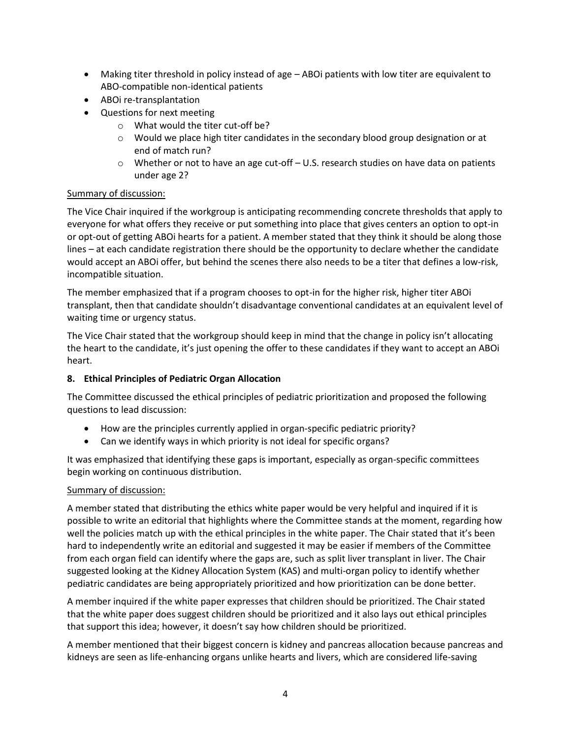- Making titer threshold in policy instead of age – ABOi patients with low titer are equivalent to ABO-compatible non-identical patients
- ABOi re-transplantation
- Questions for next meeting
    - What would the titer cut-off be?
    - Would we place high titer candidates in the secondary blood group designation or at end of match run?
    - Whether or not to have an age cut-off – U.S. research studies on have data on patients under age 2?

<u>Summary of discussion:</u>

The Vice Chair inquired if the workgroup is anticipating recommending concrete thresholds that apply to everyone for what offers they receive or put something into place that gives centers an option to opt-in or opt-out of getting ABOi hearts for a patient. A member stated that they think it should be along those lines – at each candidate registration there should be the opportunity to declare whether the candidate would accept an ABOi offer, but behind the scenes there also needs to be a titer that defines a low-risk, incompatible situation.

The member emphasized that if a program chooses to opt-in for the higher risk, higher titer ABOi transplant, then that candidate shouldn't disadvantage conventional candidates at an equivalent level of waiting time or urgency status.

The Vice Chair stated that the workgroup should keep in mind that the change in policy isn't allocating the heart to the candidate, it's just opening the offer to these candidates if they want to accept an ABOi heart.

**8. Ethical Principles of Pediatric Organ Allocation**

The Committee discussed the ethical principles of pediatric prioritization and proposed the following questions to lead discussion:

- How are the principles currently applied in organ-specific pediatric priority?
- Can we identify ways in which priority is not ideal for specific organs?

It was emphasized that identifying these gaps is important, especially as organ-specific committees begin working on continuous distribution.

<u>Summary of discussion:</u>

A member stated that distributing the ethics white paper would be very helpful and inquired if it is possible to write an editorial that highlights where the Committee stands at the moment, regarding how well the policies match up with the ethical principles in the white paper. The Chair stated that it's been hard to independently write an editorial and suggested it may be easier if members of the Committee from each organ field can identify where the gaps are, such as split liver transplant in liver. The Chair suggested looking at the Kidney Allocation System (KAS) and multi-organ policy to identify whether pediatric candidates are being appropriately prioritized and how prioritization can be done better.

A member inquired if the white paper expresses that children should be prioritized. The Chair stated that the white paper does suggest children should be prioritized and it also lays out ethical principles that support this idea; however, it doesn't say how children should be prioritized.

A member mentioned that their biggest concern is kidney and pancreas allocation because pancreas and kidneys are seen as life-enhancing organs unlike hearts and livers, which are considered life-saving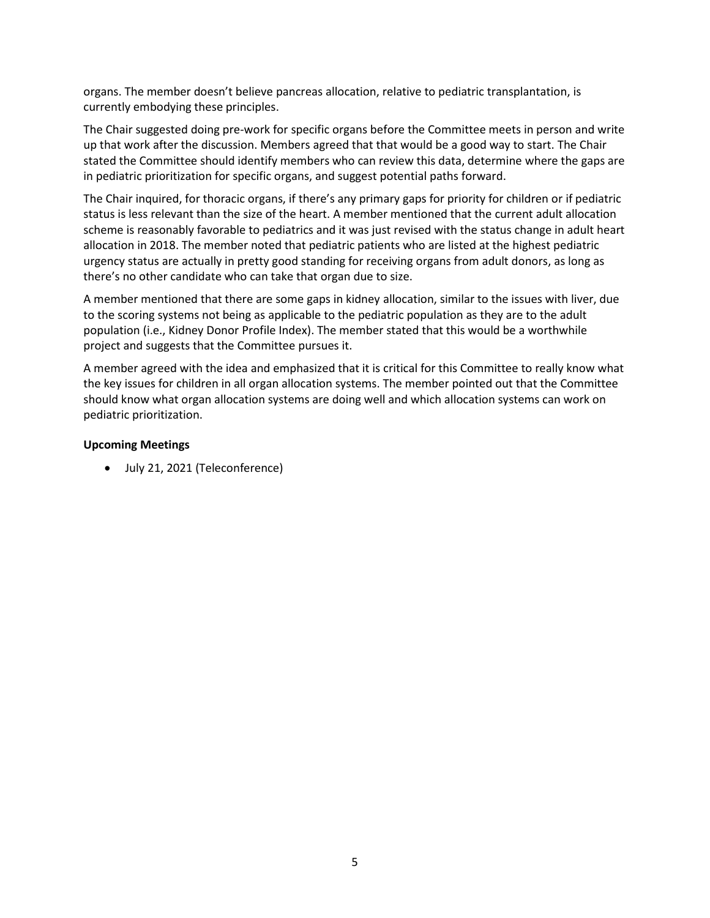organs. The member doesn't believe pancreas allocation, relative to pediatric transplantation, is currently embodying these principles.

The Chair suggested doing pre-work for specific organs before the Committee meets in person and write up that work after the discussion. Members agreed that that would be a good way to start. The Chair stated the Committee should identify members who can review this data, determine where the gaps are in pediatric prioritization for specific organs, and suggest potential paths forward.

The Chair inquired, for thoracic organs, if there's any primary gaps for priority for children or if pediatric status is less relevant than the size of the heart. A member mentioned that the current adult allocation scheme is reasonably favorable to pediatrics and it was just revised with the status change in adult heart allocation in 2018. The member noted that pediatric patients who are listed at the highest pediatric urgency status are actually in pretty good standing for receiving organs from adult donors, as long as there's no other candidate who can take that organ due to size.

A member mentioned that there are some gaps in kidney allocation, similar to the issues with liver, due to the scoring systems not being as applicable to the pediatric population as they are to the adult population (i.e., Kidney Donor Profile Index). The member stated that this would be a worthwhile project and suggests that the Committee pursues it.

A member agreed with the idea and emphasized that it is critical for this Committee to really know what the key issues for children in all organ allocation systems. The member pointed out that the Committee should know what organ allocation systems are doing well and which allocation systems can work on pediatric prioritization.

**Upcoming Meetings**

- July 21, 2021 (Teleconference)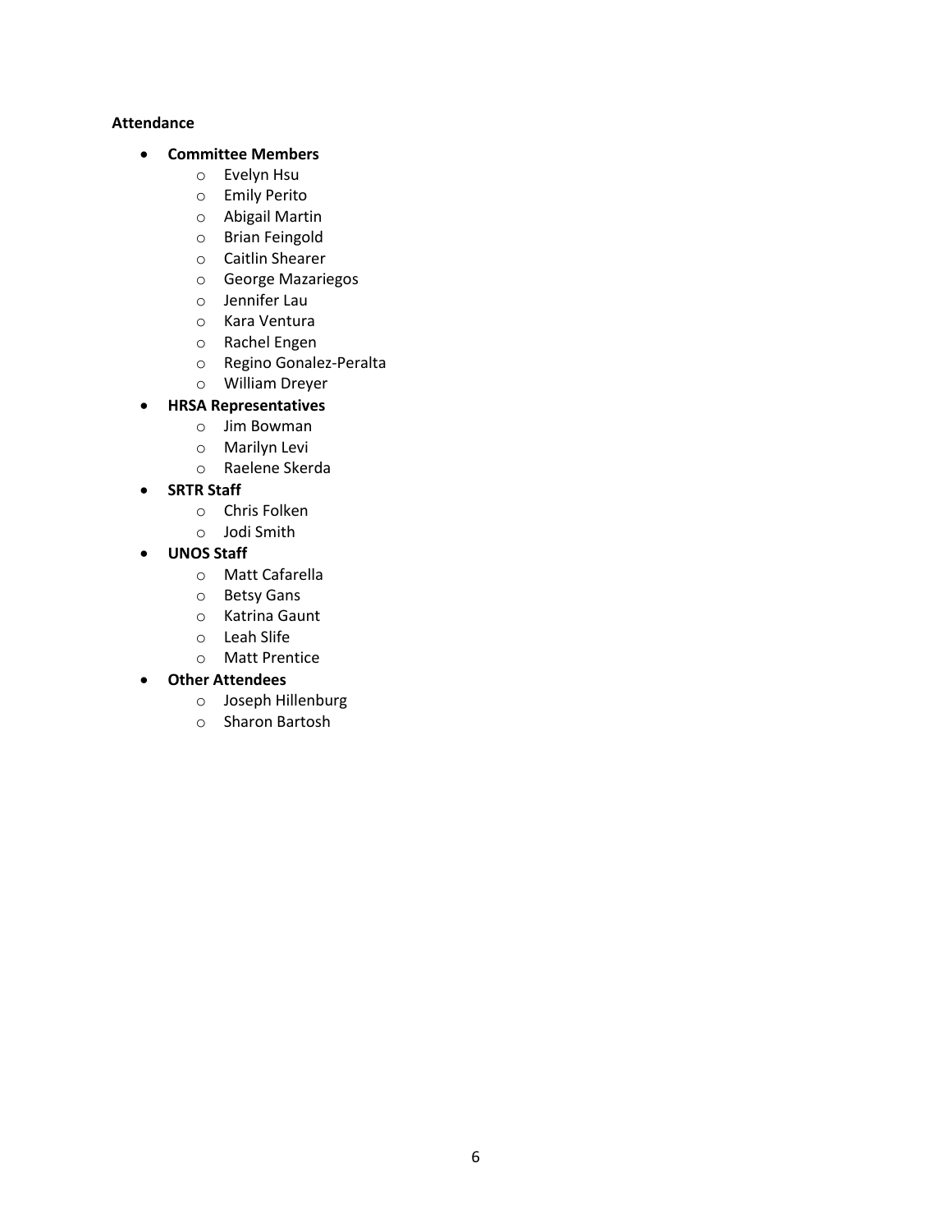**Attendance**

- **Committee Members**
  - Evelyn Hsu
  - Emily Perito
  - Abigail Martin
  - Brian Feingold
  - Caitlin Shearer
  - George Mazariegos
  - Jennifer Lau
  - Kara Ventura
  - Rachel Engen
  - Regino Gonalez-Peralta
  - William Dreyer
- **HRSA Representatives**
  - Jim Bowman
  - Marilyn Levi
  - Raelene Skerda
- **SRTR Staff**
  - Chris Folken
  - Jodi Smith
- **UNOS Staff**
  - Matt Cafarella
  - Betsy Gans
  - Katrina Gaunt
  - Leah Slife
  - Matt Prentice
- **Other Attendees**
  - Joseph Hillenburg
  - Sharon Bartosh